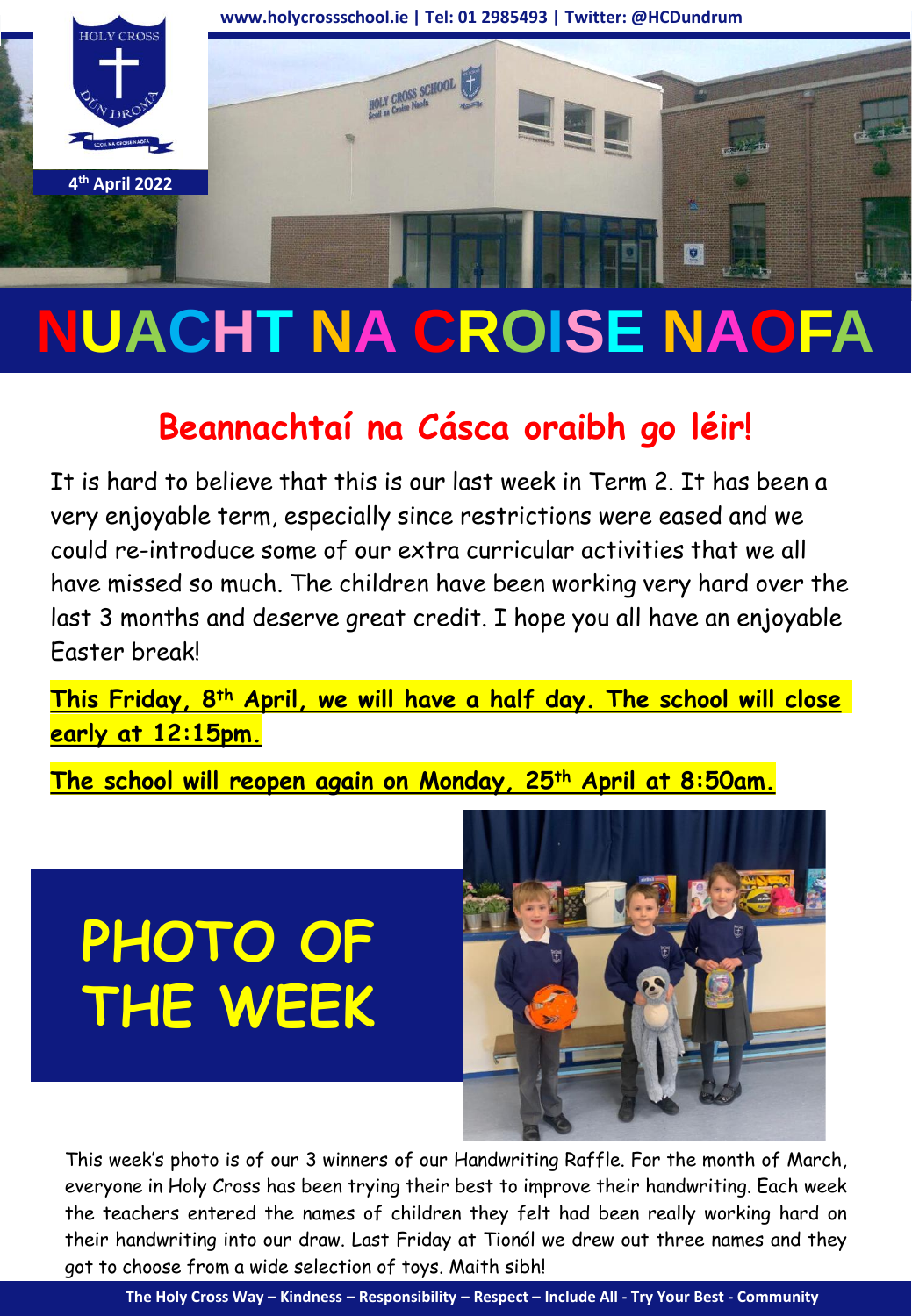www.holycrossschool.ie | Tel: 01 2985493 | Twitter: @HCDundrum

4th April 2022

# NUACHT NA CROISE NAOFA

## Beannachtaí na Cásca oraibh go léir!

It is hard to believe that this is our last week in Term 2. It has been a very enjoyable term, especially since restrictions were eased and we could re-introduce some of our extra curricular activities that we all have missed so much. The children have been working very hard over the last 3 months and deserve great credit. I hope you all have an enjoyable Easter break!

**This Friday, 8th April, we will have a half day. The school will close early at 12:15pm.**

**The school will reopen again on Monday, 25th April at 8:50am.**

## PHOTO OF THE WEEK

This week's photo is of our 3 winners of our Handwriting Raffle. For the month of March, everyone in Holy Cross has been trying their best to improve their handwriting. Each week the teachers entered the names of children they felt had been really working hard on their handwriting into our draw. Last Friday at Tionól we drew out three names and they got to choose from a wide selection of toys. Maith sibh!

The Holy Cross Way – Kindness – Responsibility – Respect – Include All - Try Your Best - Community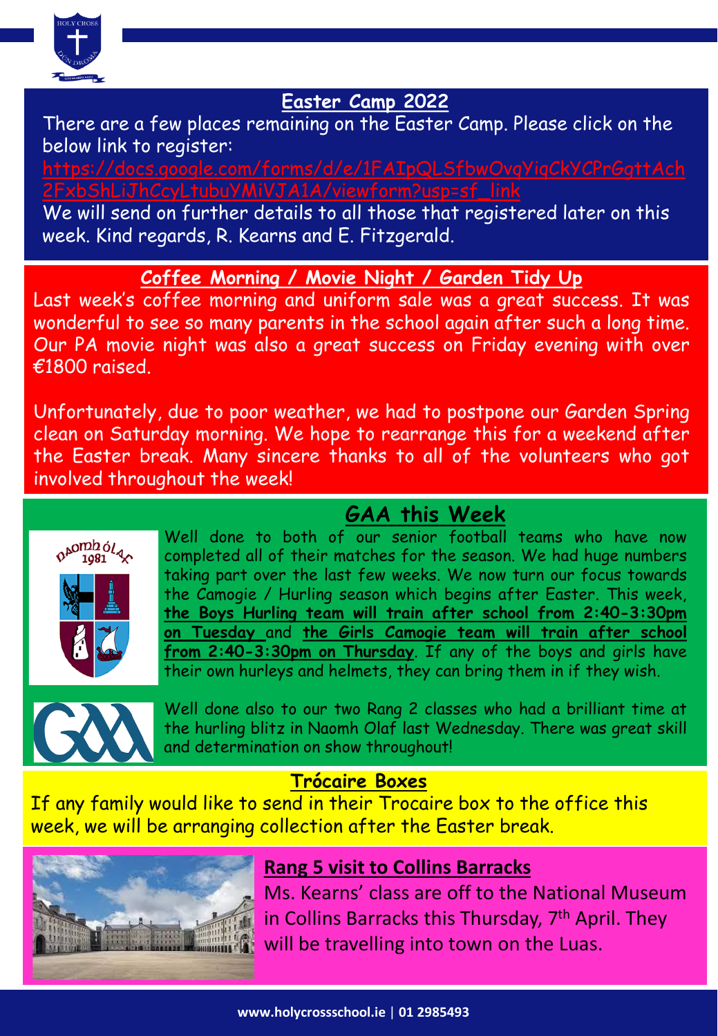## Easter Camp 2022

There are a few places remaining on the Easter Camp. Please click on the below link to register:

https://docs.google.com/forms/d/e/1FAIpQLSfbwOvqYiqCkYCPrGgttAch2FxbShLiJhCcyLtubuYMiVJA1A/viewform?usp=sf_link

We will send on further details to all those that registered later on this week. Kind regards, R. Kearns and E. Fitzgerald.

## Coffee Morning / Movie Night / Garden Tidy Up

Last week's coffee morning and uniform sale was a great success. It was wonderful to see so many parents in the school again after such a long time. Our PA movie night was also a great success on Friday evening with over €1800 raised.

Unfortunately, due to poor weather, we had to postpone our Garden Spring clean on Saturday morning. We hope to rearrange this for a weekend after the Easter break. Many sincere thanks to all of the volunteers who got involved throughout the week!

## GAA this Week

Well done to both of our senior football teams who have now completed all of their matches for the season. We had huge numbers taking part over the last few weeks. We now turn our focus towards the Camogie / Hurling season which begins after Easter. This week, **the Boys Hurling team will train after school from 2:40-3:30pm on Tuesday** and **the Girls Camogie team will train after school from 2:40-3:30pm on Thursday**. If any of the boys and girls have their own hurleys and helmets, they can bring them in if they wish.

Well done also to our two Rang 2 classes who had a brilliant time at the hurling blitz in Naomh Olaf last Wednesday. There was great skill and determination on show throughout!

## Trócaire Boxes

If any family would like to send in their Trocaire box to the office this week, we will be arranging collection after the Easter break.

## Rang 5 visit to Collins Barracks

Ms. Kearns' class are off to the National Museum in Collins Barracks this Thursday, 7th April. They will be travelling into town on the Luas.

www.holycrossschool.ie | 01 2985493